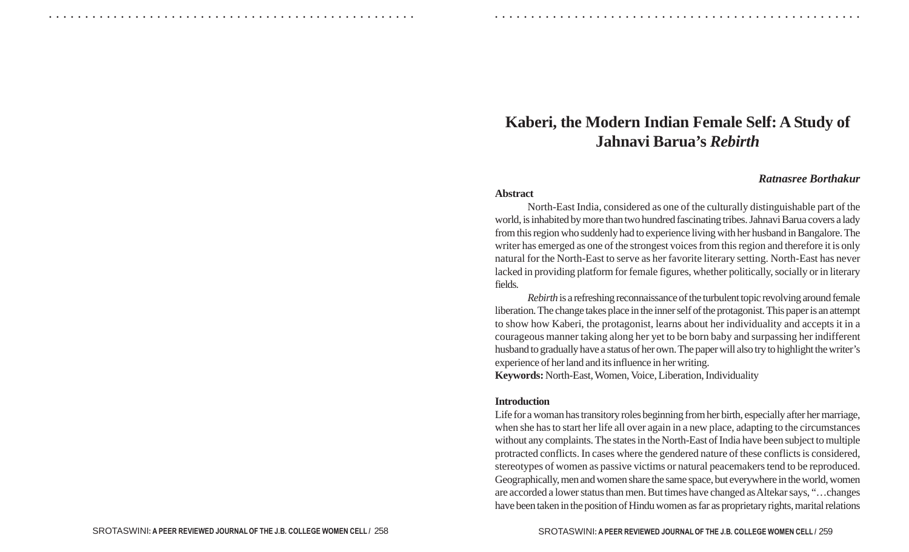# Kaberi, the Modern Indian Female Self: A Study of Jahnavi Barua's *Rebirth*

***Ratnasree Borthakur***

**Abstract**

North-East India, considered as one of the culturally distinguishable part of the world, is inhabited by more than two hundred fascinating tribes. Jahnavi Barua covers a lady from this region who suddenly had to experience living with her husband in Bangalore. The writer has emerged as one of the strongest voices from this region and therefore it is only natural for the North-East to serve as her favorite literary setting. North-East has never lacked in providing platform for female figures, whether politically, socially or in literary fields.

*Rebirth* is a refreshing reconnaissance of the turbulent topic revolving around female liberation. The change takes place in the inner self of the protagonist. This paper is an attempt to show how Kaberi, the protagonist, learns about her individuality and accepts it in a courageous manner taking along her yet to be born baby and surpassing her indifferent husband to gradually have a status of her own. The paper will also try to highlight the writer's experience of her land and its influence in her writing.

**Keywords:** North-East, Women, Voice, Liberation, Individuality

**Introduction**

Life for a woman has transitory roles beginning from her birth, especially after her marriage, when she has to start her life all over again in a new place, adapting to the circumstances without any complaints. The states in the North-East of India have been subject to multiple protracted conflicts. In cases where the gendered nature of these conflicts is considered, stereotypes of women as passive victims or natural peacemakers tend to be reproduced. Geographically, men and women share the same space, but everywhere in the world, women are accorded a lower status than men. But times have changed as Altekar says, "…changes have been taken in the position of Hindu women as far as proprietary rights, marital relations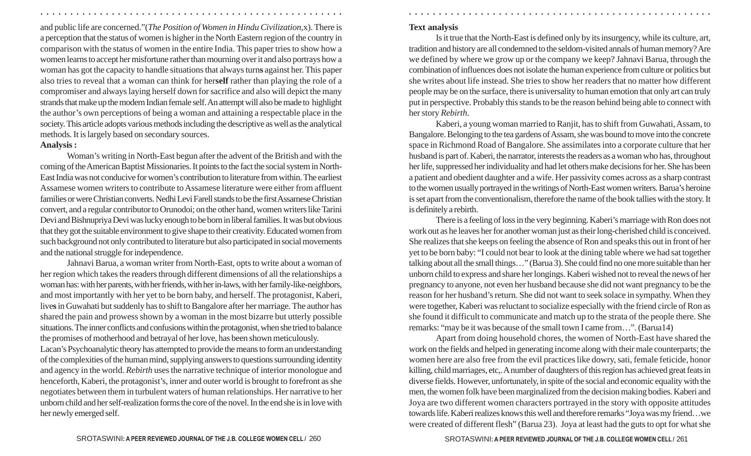and public life are concerned."(*The Position of Women in Hindu Civilization*,x). There is a perception that the status of women is higher in the North Eastern region of the country in comparison with the status of women in the entire India. This paper tries to show how a women learns to accept her misfortune rather than mourning over it and also portrays how a woman has got the capacity to handle situations that always turns against her. This paper also tries to reveal that a woman can think for herself rather than playing the role of a compromiser and always laying herself down for sacrifice and also will depict the many strands that make up the modern Indian female self. An attempt will also be made to highlight the author's own perceptions of being a woman and attaining a respectable place in the society. This article adopts various methods including the descriptive as well as the analytical methods. It is largely based on secondary sources.

**Analysis :**

Woman's writing in North-East begun after the advent of the British and with the coming of the American Baptist Missionaries. It points to the fact the social system in North-East India was not conducive for women's contribution to literature from within. The earliest Assamese women writers to contribute to Assamese literature were either from affluent families or were Christian converts. Nedhi Levi Farell stands to be the first Assamese Christian convert, and a regular contributor to Orunodoi; on the other hand, women writers like Tarini Devi and Bishnupriya Devi was lucky enough to be born in liberal families. It was but obvious that they got the suitable environment to give shape to their creativity. Educated women from such background not only contributed to literature but also participated in social movements and the national struggle for independence.

Jahnavi Barua, a woman writer from North-East, opts to write about a woman of her region which takes the readers through different dimensions of all the relationships a woman has: with her parents, with her friends, with her in-laws, with her family-like-neighbors, and most importantly with her yet to be born baby, and herself. The protagonist, Kaberi, lives in Guwahati but suddenly has to shift to Bangalore after her marriage. The author has shared the pain and prowess shown by a woman in the most bizarre but utterly possible situations. The inner conflicts and confusions within the protagonist, when she tried to balance the promises of motherhood and betrayal of her love, has been shown meticulously.

Lacan's Psychoanalytic theory has attempted to provide the means to form an understanding of the complexities of the human mind, supplying answers to questions surrounding identity and agency in the world. *Rebirth* uses the narrative technique of interior monologue and henceforth, Kaberi, the protagonist's, inner and outer world is brought to forefront as she negotiates between them in turbulent waters of human relationships. Her narrative to her unborn child and her self-realization forms the core of the novel. In the end she is in love with her newly emerged self.

**Text analysis**

Is it true that the North-East is defined only by its insurgency, while its culture, art, tradition and history are all condemned to the seldom-visited annals of human memory? Are we defined by where we grow up or the company we keep? Jahnavi Barua, through the combination of influences does not isolate the human experience from culture or politics but she writes about life instead. She tries to show her readers that no matter how different people may be on the surface, there is universality to human emotion that only art can truly put in perspective. Probably this stands to be the reason behind being able to connect with her story *Rebirth*.

Kaberi, a young woman married to Ranjit, has to shift from Guwahati, Assam, to Bangalore. Belonging to the tea gardens of Assam, she was bound to move into the concrete space in Richmond Road of Bangalore. She assimilates into a corporate culture that her husband is part of. Kaberi, the narrator, interests the readers as a woman who has, throughout her life, suppressed her individuality and had let others make decisions for her. She has been a patient and obedient daughter and a wife. Her passivity comes across as a sharp contrast to the women usually portrayed in the writings of North-East women writers. Barua's heroine is set apart from the conventionalism, therefore the name of the book tallies with the story. It is definitely a rebirth.

There is a feeling of loss in the very beginning. Kaberi's marriage with Ron does not work out as he leaves her for another woman just as their long-cherished child is conceived. She realizes that she keeps on feeling the absence of Ron and speaks this out in front of her yet to be born baby: "I could not bear to look at the dining table where we had sat together talking about all the small things…" (Barua 3). She could find no one more suitable than her unborn child to express and share her longings. Kaberi wished not to reveal the news of her pregnancy to anyone, not even her husband because she did not want pregnancy to be the reason for her husband's return. She did not want to seek solace in sympathy. When they were together, Kaberi was reluctant to socialize especially with the friend circle of Ron as she found it difficult to communicate and match up to the strata of the people there. She remarks: "may be it was because of the small town I came from…". (Barua14)

Apart from doing household chores, the women of North-East have shared the work on the fields and helped in generating income along with their male counterparts; the women here are also free from the evil practices like dowry, sati, female feticide, honor killing, child marriages, etc,. A number of daughters of this region has achieved great feats in diverse fields. However, unfortunately, in spite of the social and economic equality with the men, the women folk have been marginalized from the decision making bodies. Kaberi and Joya are two different women characters portrayed in the story with opposite attitudes towards life. Kaberi realizes knows this well and therefore remarks "Joya was my friend…we were created of different flesh" (Barua 23). Joya at least had the guts to opt for what she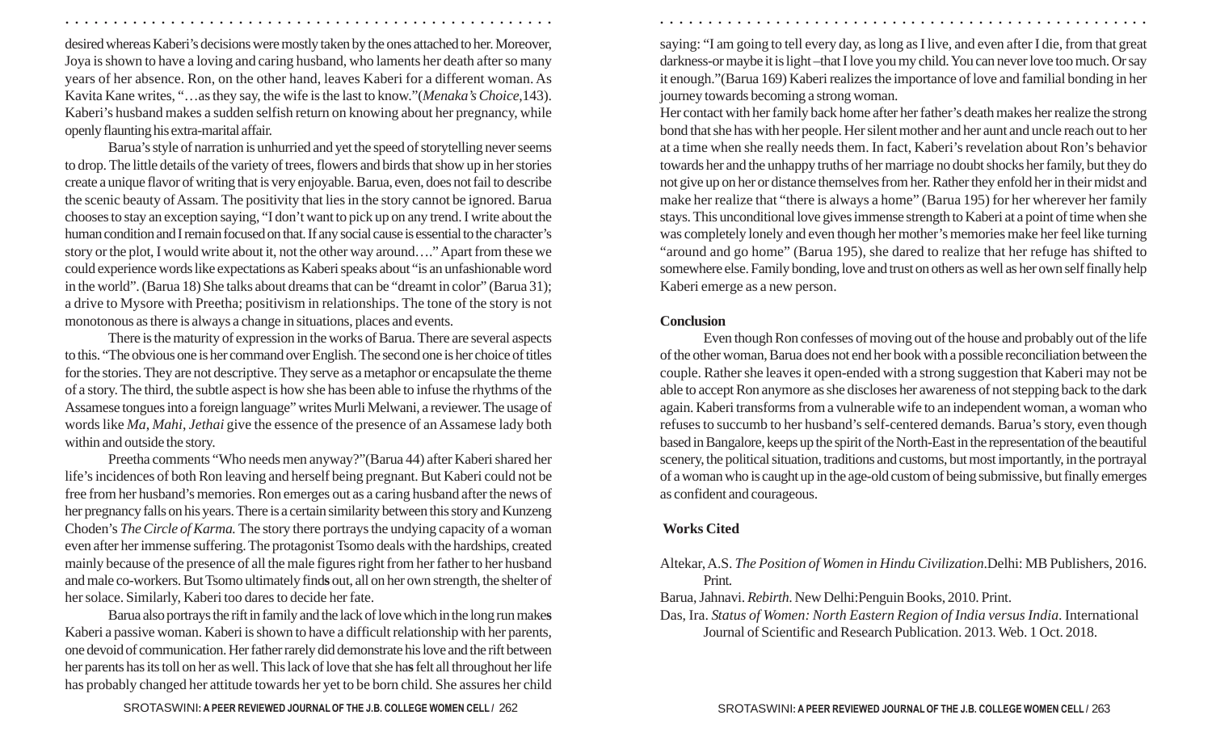desired whereas Kaberi's decisions were mostly taken by the ones attached to her. Moreover, Joya is shown to have a loving and caring husband, who laments her death after so many years of her absence. Ron, on the other hand, leaves Kaberi for a different woman. As Kavita Kane writes, "…as they say, the wife is the last to know."(*Menaka's Choice*,143). Kaberi's husband makes a sudden selfish return on knowing about her pregnancy, while openly flaunting his extra-marital affair.

Barua's style of narration is unhurried and yet the speed of storytelling never seems to drop. The little details of the variety of trees, flowers and birds that show up in her stories create a unique flavor of writing that is very enjoyable. Barua, even, does not fail to describe the scenic beauty of Assam. The positivity that lies in the story cannot be ignored. Barua chooses to stay an exception saying, "I don't want to pick up on any trend. I write about the human condition and I remain focused on that. If any social cause is essential to the character's story or the plot, I would write about it, not the other way around…." Apart from these we could experience words like expectations as Kaberi speaks about "is an unfashionable word in the world". (Barua 18) She talks about dreams that can be "dreamt in color" (Barua 31); a drive to Mysore with Preetha; positivism in relationships. The tone of the story is not monotonous as there is always a change in situations, places and events.

There is the maturity of expression in the works of Barua. There are several aspects to this. "The obvious one is her command over English. The second one is her choice of titles for the stories. They are not descriptive. They serve as a metaphor or encapsulate the theme of a story. The third, the subtle aspect is how she has been able to infuse the rhythms of the Assamese tongues into a foreign language" writes Murli Melwani, a reviewer. The usage of words like *Ma*, *Mahi*, *Jethai* give the essence of the presence of an Assamese lady both within and outside the story.

Preetha comments "Who needs men anyway?"(Barua 44) after Kaberi shared her life's incidences of both Ron leaving and herself being pregnant. But Kaberi could not be free from her husband's memories. Ron emerges out as a caring husband after the news of her pregnancy falls on his years. There is a certain similarity between this story and Kunzeng Choden's *The Circle of Karma.* The story there portrays the undying capacity of a woman even after her immense suffering. The protagonist Tsomo deals with the hardships, created mainly because of the presence of all the male figures right from her father to her husband and male co-workers. But Tsomo ultimately finds out, all on her own strength, the shelter of her solace. Similarly, Kaberi too dares to decide her fate.

Barua also portrays the rift in family and the lack of love which in the long run makes Kaberi a passive woman. Kaberi is shown to have a difficult relationship with her parents, one devoid of communication. Her father rarely did demonstrate his love and the rift between her parents has its toll on her as well. This lack of love that she has felt all throughout her life has probably changed her attitude towards her yet to be born child. She assures her child saying: "I am going to tell every day, as long as I live, and even after I die, from that great darkness-or maybe it is light –that I love you my child. You can never love too much. Or say it enough."(Barua 169) Kaberi realizes the importance of love and familial bonding in her journey towards becoming a strong woman.

Her contact with her family back home after her father's death makes her realize the strong bond that she has with her people. Her silent mother and her aunt and uncle reach out to her at a time when she really needs them. In fact, Kaberi's revelation about Ron's behavior towards her and the unhappy truths of her marriage no doubt shocks her family, but they do not give up on her or distance themselves from her. Rather they enfold her in their midst and make her realize that "there is always a home" (Barua 195) for her wherever her family stays. This unconditional love gives immense strength to Kaberi at a point of time when she was completely lonely and even though her mother's memories make her feel like turning "around and go home" (Barua 195), she dared to realize that her refuge has shifted to somewhere else. Family bonding, love and trust on others as well as her own self finally help Kaberi emerge as a new person.

**Conclusion**

Even though Ron confesses of moving out of the house and probably out of the life of the other woman, Barua does not end her book with a possible reconciliation between the couple. Rather she leaves it open-ended with a strong suggestion that Kaberi may not be able to accept Ron anymore as she discloses her awareness of not stepping back to the dark again. Kaberi transforms from a vulnerable wife to an independent woman, a woman who refuses to succumb to her husband's self-centered demands. Barua's story, even though based in Bangalore, keeps up the spirit of the North-East in the representation of the beautiful scenery, the political situation, traditions and customs, but most importantly, in the portrayal of a woman who is caught up in the age-old custom of being submissive, but finally emerges as confident and courageous.

**Works Cited**

Altekar, A.S. *The Position of Women in Hindu Civilization*.Delhi: MB Publishers, 2016. Print.

Barua, Jahnavi. *Rebirth*. New Delhi:Penguin Books, 2010. Print.

Das, Ira. *Status of Women: North Eastern Region of India versus India*. International Journal of Scientific and Research Publication. 2013. Web. 1 Oct. 2018.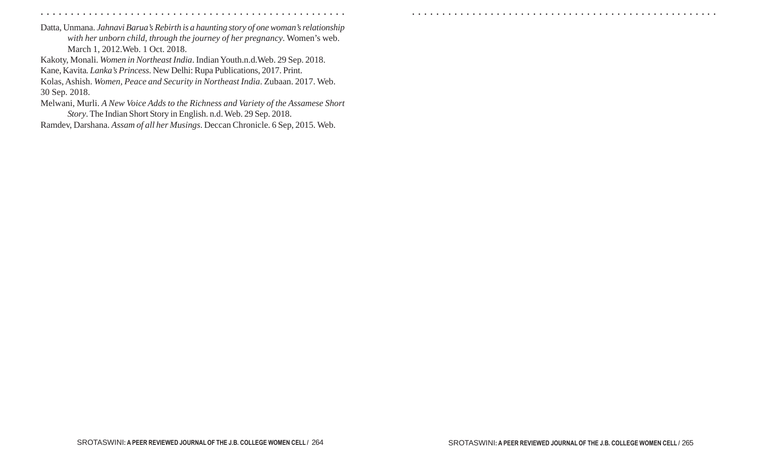Datta, Unmana. *Jahnavi Barua's Rebirth is a haunting story of one woman's relationship with her unborn child, through the journey of her pregnancy*. Women's web. March 1, 2012.Web. 1 Oct. 2018.

Kakoty, Monali. *Women in Northeast India*. Indian Youth.n.d.Web. 29 Sep. 2018.

Kane, Kavita. *Lanka's Princess*. New Delhi: Rupa Publications, 2017. Print.

Kolas, Ashish. *Women, Peace and Security in Northeast India*. Zubaan. 2017. Web. 30 Sep. 2018.

Melwani, Murli. *A New Voice Adds to the Richness and Variety of the Assamese Short Story*. The Indian Short Story in English. n.d. Web. 29 Sep. 2018.

Ramdev, Darshana. *Assam of all her Musings*. Deccan Chronicle. 6 Sep, 2015. Web.